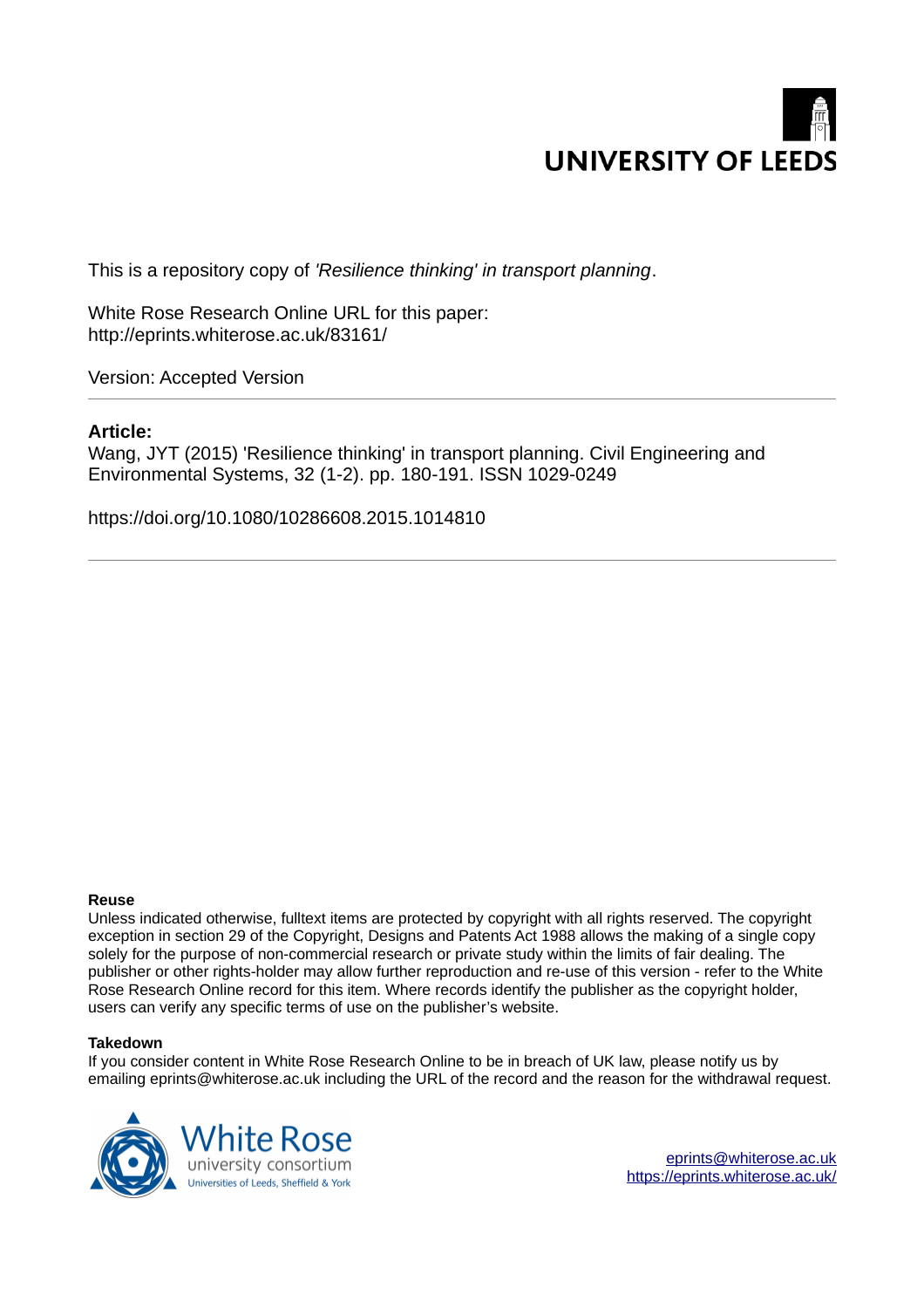UNIVERSITY OF LEEDS

This is a repository copy of *'Resilience thinking' in transport planning*.

White Rose Research Online URL for this paper:
http://eprints.whiterose.ac.uk/83161/

Version: Accepted Version

---

**Article:**

Wang, JYT (2015) 'Resilience thinking' in transport planning. Civil Engineering and Environmental Systems, 32 (1-2). pp. 180-191. ISSN 1029-0249

https://doi.org/10.1080/10286608.2015.1014810

---

**Reuse**

Unless indicated otherwise, fulltext items are protected by copyright with all rights reserved. The copyright exception in section 29 of the Copyright, Designs and Patents Act 1988 allows the making of a single copy solely for the purpose of non-commercial research or private study within the limits of fair dealing. The publisher or other rights-holder may allow further reproduction and re-use of this version - refer to the White Rose Research Online record for this item. Where records identify the publisher as the copyright holder, users can verify any specific terms of use on the publisher's website.

**Takedown**

If you consider content in White Rose Research Online to be in breach of UK law, please notify us by emailing eprints@whiterose.ac.uk including the URL of the record and the reason for the withdrawal request.

White Rose university consortium
Universities of Leeds, Sheffield & York

eprints@whiterose.ac.uk
https://eprints.whiterose.ac.uk/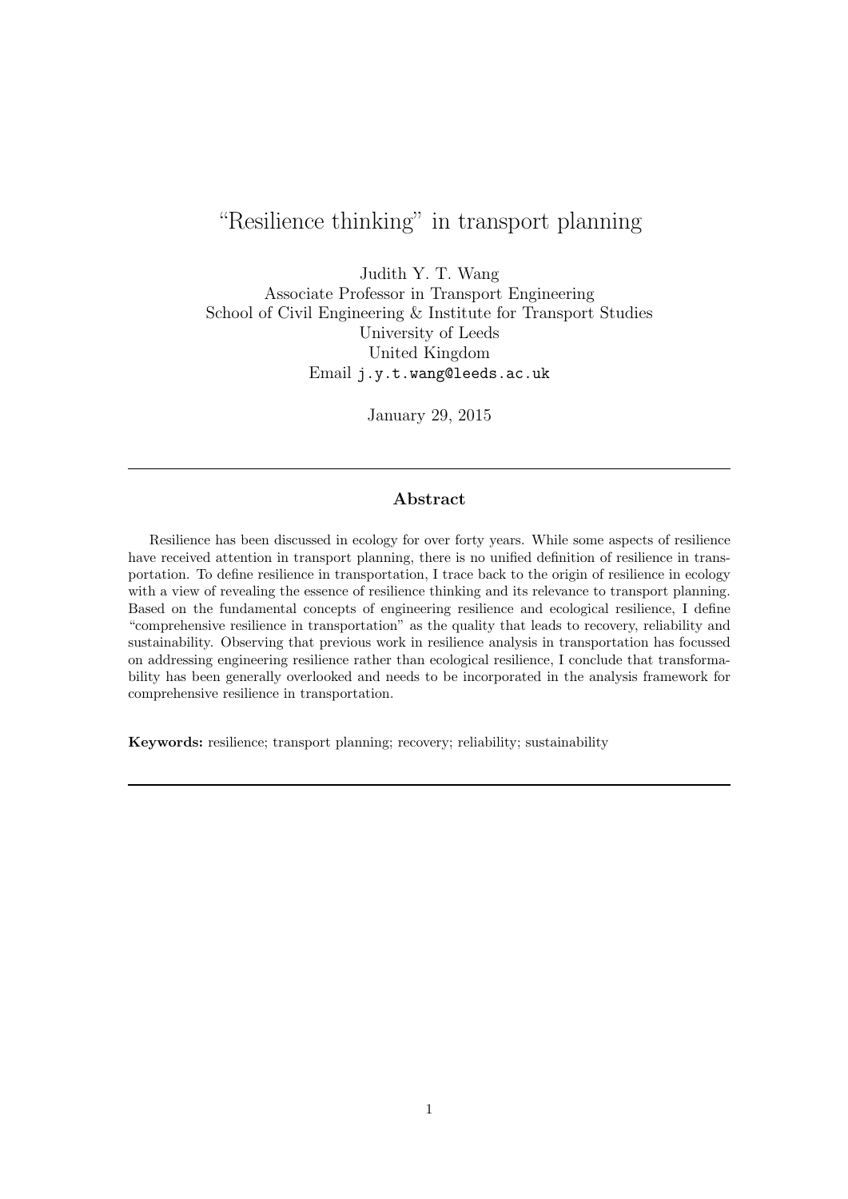# "Resilience thinking" in transport planning

Judith Y. T. Wang
Associate Professor in Transport Engineering
School of Civil Engineering & Institute for Transport Studies
University of Leeds
United Kingdom
Email `j.y.t.wang@leeds.ac.uk`

January 29, 2015

---

## Abstract

Resilience has been discussed in ecology for over forty years. While some aspects of resilience have received attention in transport planning, there is no unified definition of resilience in transportation. To define resilience in transportation, I trace back to the origin of resilience in ecology with a view of revealing the essence of resilience thinking and its relevance to transport planning. Based on the fundamental concepts of engineering resilience and ecological resilience, I define "comprehensive resilience in transportation" as the quality that leads to recovery, reliability and sustainability. Observing that previous work in resilience analysis in transportation has focussed on addressing engineering resilience rather than ecological resilience, I conclude that transformability has been generally overlooked and needs to be incorporated in the analysis framework for comprehensive resilience in transportation.

**Keywords:** resilience; transport planning; recovery; reliability; sustainability

---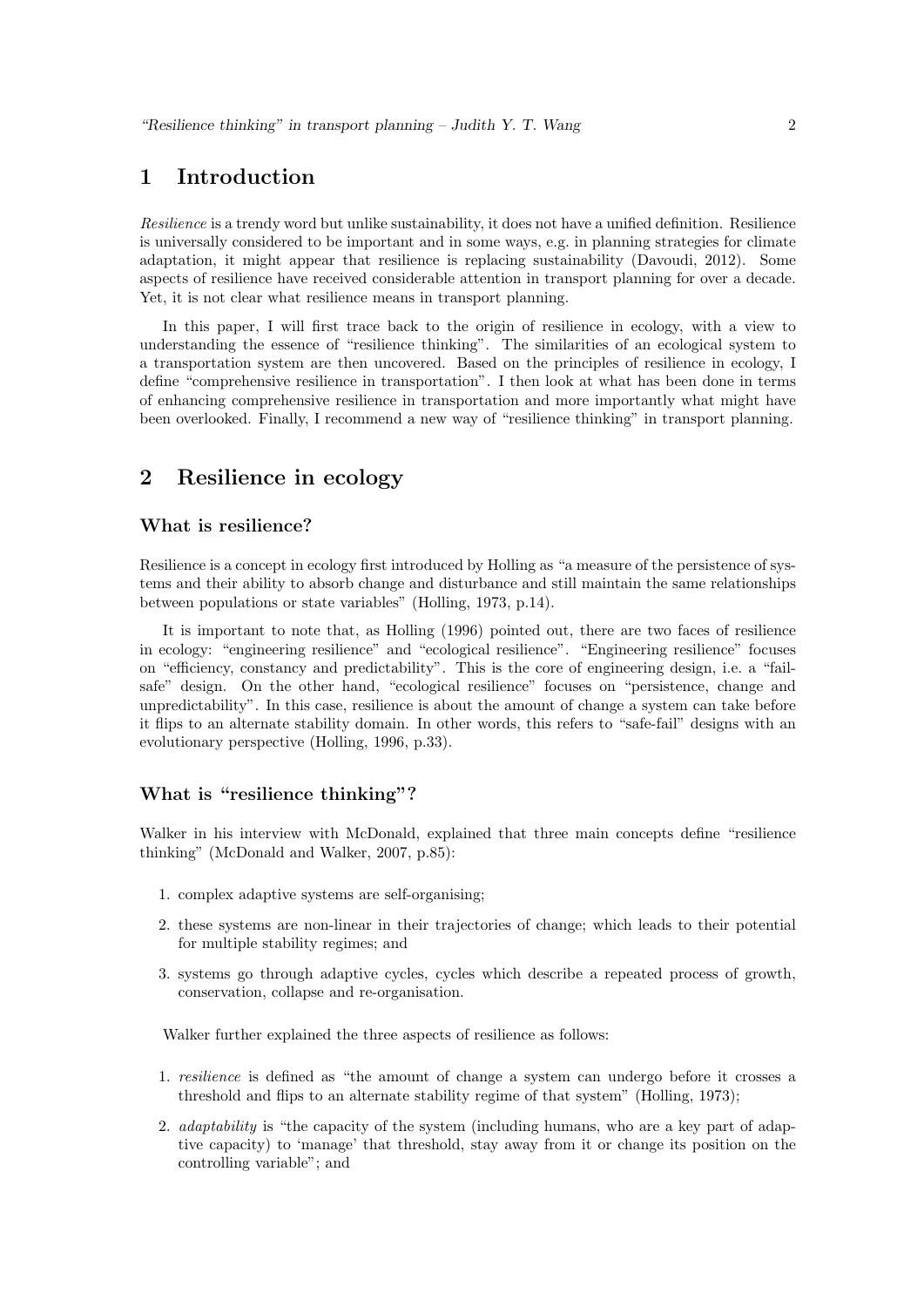# 1 Introduction

*Resilience* is a trendy word but unlike sustainability, it does not have a unified definition. Resilience is universally considered to be important and in some ways, e.g. in planning strategies for climate adaptation, it might appear that resilience is replacing sustainability (Davoudi, 2012). Some aspects of resilience have received considerable attention in transport planning for over a decade. Yet, it is not clear what resilience means in transport planning.

In this paper, I will first trace back to the origin of resilience in ecology, with a view to understanding the essence of "resilience thinking". The similarities of an ecological system to a transportation system are then uncovered. Based on the principles of resilience in ecology, I define "comprehensive resilience in transportation". I then look at what has been done in terms of enhancing comprehensive resilience in transportation and more importantly what might have been overlooked. Finally, I recommend a new way of "resilience thinking" in transport planning.

# 2 Resilience in ecology

### What is resilience?

Resilience is a concept in ecology first introduced by Holling as "a measure of the persistence of systems and their ability to absorb change and disturbance and still maintain the same relationships between populations or state variables" (Holling, 1973, p.14).

It is important to note that, as Holling (1996) pointed out, there are two faces of resilience in ecology: "engineering resilience" and "ecological resilience". "Engineering resilience" focuses on "efficiency, constancy and predictability". This is the core of engineering design, i.e. a "fail-safe" design. On the other hand, "ecological resilience" focuses on "persistence, change and unpredictability". In this case, resilience is about the amount of change a system can take before it flips to an alternate stability domain. In other words, this refers to "safe-fail" designs with an evolutionary perspective (Holling, 1996, p.33).

### What is "resilience thinking"?

Walker in his interview with McDonald, explained that three main concepts define "resilience thinking" (McDonald and Walker, 2007, p.85):

1. complex adaptive systems are self-organising;
2. these systems are non-linear in their trajectories of change; which leads to their potential for multiple stability regimes; and
3. systems go through adaptive cycles, cycles which describe a repeated process of growth, conservation, collapse and re-organisation.

Walker further explained the three aspects of resilience as follows:

1. *resilience* is defined as "the amount of change a system can undergo before it crosses a threshold and flips to an alternate stability regime of that system" (Holling, 1973);
2. *adaptability* is "the capacity of the system (including humans, who are a key part of adaptive capacity) to 'manage' that threshold, stay away from it or change its position on the controlling variable"; and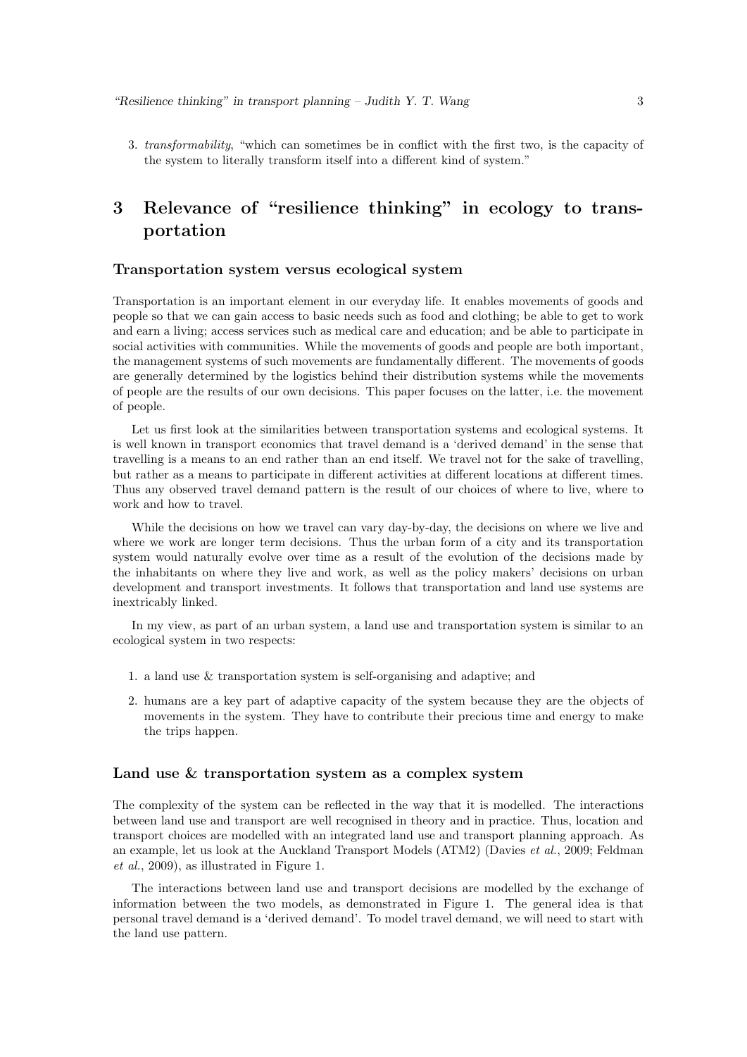3. *transformability*, "which can sometimes be in conflict with the first two, is the capacity of the system to literally transform itself into a different kind of system."

# 3 Relevance of "resilience thinking" in ecology to transportation

### Transportation system versus ecological system

Transportation is an important element in our everyday life. It enables movements of goods and people so that we can gain access to basic needs such as food and clothing; be able to get to work and earn a living; access services such as medical care and education; and be able to participate in social activities with communities. While the movements of goods and people are both important, the management systems of such movements are fundamentally different. The movements of goods are generally determined by the logistics behind their distribution systems while the movements of people are the results of our own decisions. This paper focuses on the latter, i.e. the movement of people.

Let us first look at the similarities between transportation systems and ecological systems. It is well known in transport economics that travel demand is a 'derived demand' in the sense that travelling is a means to an end rather than an end itself. We travel not for the sake of travelling, but rather as a means to participate in different activities at different locations at different times. Thus any observed travel demand pattern is the result of our choices of where to live, where to work and how to travel.

While the decisions on how we travel can vary day-by-day, the decisions on where we live and where we work are longer term decisions. Thus the urban form of a city and its transportation system would naturally evolve over time as a result of the evolution of the decisions made by the inhabitants on where they live and work, as well as the policy makers' decisions on urban development and transport investments. It follows that transportation and land use systems are inextricably linked.

In my view, as part of an urban system, a land use and transportation system is similar to an ecological system in two respects:

1. a land use & transportation system is self-organising and adaptive; and
2. humans are a key part of adaptive capacity of the system because they are the objects of movements in the system. They have to contribute their precious time and energy to make the trips happen.

### Land use & transportation system as a complex system

The complexity of the system can be reflected in the way that it is modelled. The interactions between land use and transport are well recognised in theory and in practice. Thus, location and transport choices are modelled with an integrated land use and transport planning approach. As an example, let us look at the Auckland Transport Models (ATM2) (Davies *et al.*, 2009; Feldman *et al.*, 2009), as illustrated in Figure 1.

The interactions between land use and transport decisions are modelled by the exchange of information between the two models, as demonstrated in Figure 1. The general idea is that personal travel demand is a 'derived demand'. To model travel demand, we will need to start with the land use pattern.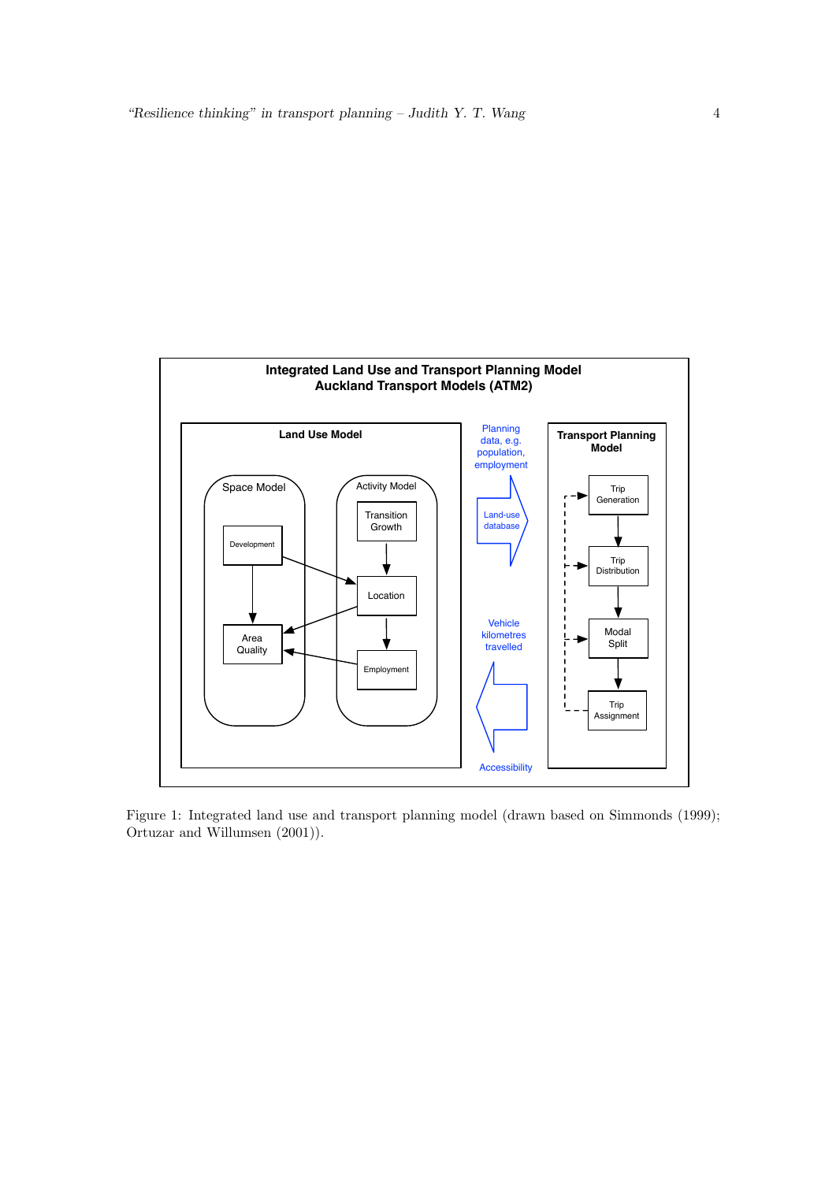Figure 1: Integrated land use and transport planning model (drawn based on Simmonds (1999); Ortuzar and Willumsen (2001)).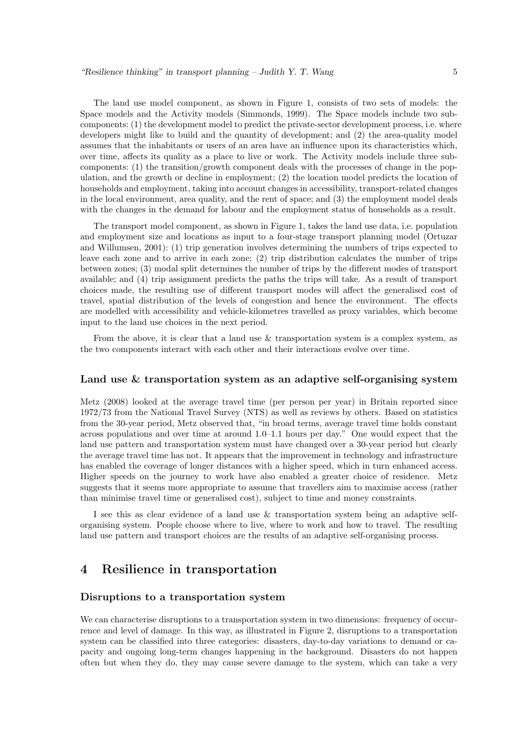The land use model component, as shown in Figure 1, consists of two sets of models: the Space models and the Activity models (Simmonds, 1999). The Space models include two sub-components: (1) the development model to predict the private-sector development process, i.e. where developers might like to build and the quantity of development; and (2) the area-quality model assumes that the inhabitants or users of an area have an influence upon its characteristics which, over time, affects its quality as a place to live or work. The Activity models include three sub-components: (1) the transition/growth component deals with the processes of change in the population, and the growth or decline in employment; (2) the location model predicts the location of households and employment, taking into account changes in accessibility, transport-related changes in the local environment, area quality, and the rent of space; and (3) the employment model deals with the changes in the demand for labour and the employment status of households as a result.

The transport model component, as shown in Figure 1, takes the land use data, i.e. population and employment size and locations as input to a four-stage transport planning model (Ortuzar and Willumsen, 2001): (1) trip generation involves determining the numbers of trips expected to leave each zone and to arrive in each zone; (2) trip distribution calculates the number of trips between zones; (3) modal split determines the number of trips by the different modes of transport available; and (4) trip assignment predicts the paths the trips will take. As a result of transport choices made, the resulting use of different transport modes will affect the generalised cost of travel, spatial distribution of the levels of congestion and hence the environment. The effects are modelled with accessibility and vehicle-kilometres travelled as proxy variables, which become input to the land use choices in the next period.

From the above, it is clear that a land use & transportation system is a complex system, as the two components interact with each other and their interactions evolve over time.

### Land use & transportation system as an adaptive self-organising system

Metz (2008) looked at the average travel time (per person per year) in Britain reported since 1972/73 from the National Travel Survey (NTS) as well as reviews by others. Based on statistics from the 30-year period, Metz observed that, "in broad terms, average travel time holds constant across populations and over time at around 1.0–1.1 hours per day." One would expect that the land use pattern and transportation system must have changed over a 30-year period but clearly the average travel time has not. It appears that the improvement in technology and infrastructure has enabled the coverage of longer distances with a higher speed, which in turn enhanced access. Higher speeds on the journey to work have also enabled a greater choice of residence. Metz suggests that it seems more appropriate to assume that travellers aim to maximise access (rather than minimise travel time or generalised cost), subject to time and money constraints.

I see this as clear evidence of a land use & transportation system being an adaptive self-organising system. People choose where to live, where to work and how to travel. The resulting land use pattern and transport choices are the results of an adaptive self-organising process.

## 4 Resilience in transportation

### Disruptions to a transportation system

We can characterise disruptions to a transportation system in two dimensions: frequency of occurrence and level of damage. In this way, as illustrated in Figure 2, disruptions to a transportation system can be classified into three categories: disasters, day-to-day variations to demand or capacity and ongoing long-term changes happening in the background. Disasters do not happen often but when they do, they may cause severe damage to the system, which can take a very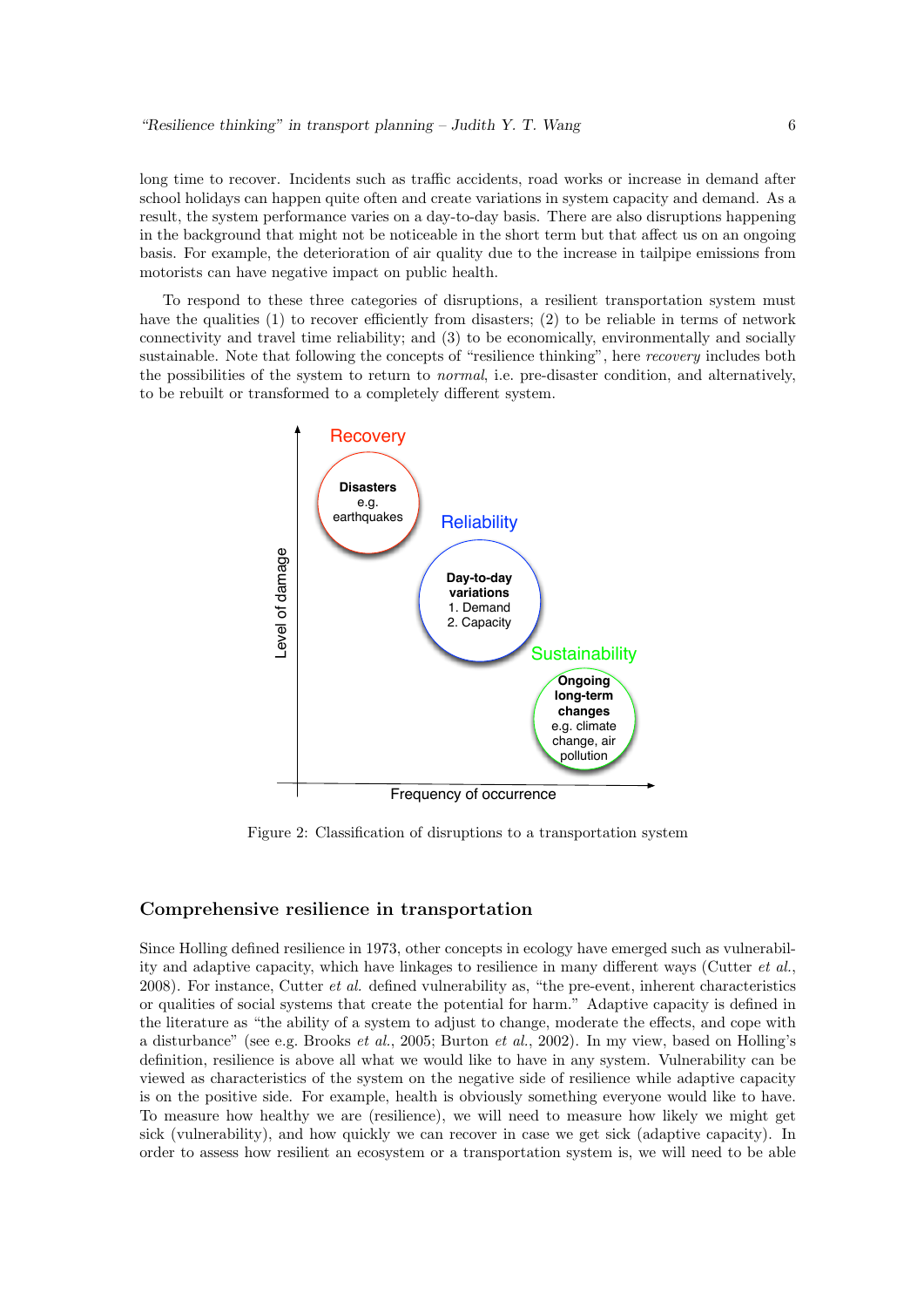long time to recover. Incidents such as traffic accidents, road works or increase in demand after school holidays can happen quite often and create variations in system capacity and demand. As a result, the system performance varies on a day-to-day basis. There are also disruptions happening in the background that might not be noticeable in the short term but that affect us on an ongoing basis. For example, the deterioration of air quality due to the increase in tailpipe emissions from motorists can have negative impact on public health.

To respond to these three categories of disruptions, a resilient transportation system must have the qualities (1) to recover efficiently from disasters; (2) to be reliable in terms of network connectivity and travel time reliability; and (3) to be economically, environmentally and socially sustainable. Note that following the concepts of "resilience thinking", here *recovery* includes both the possibilities of the system to return to *normal*, i.e. pre-disaster condition, and alternatively, to be rebuilt or transformed to a completely different system.

Figure 2: Classification of disruptions to a transportation system

## Comprehensive resilience in transportation

Since Holling defined resilience in 1973, other concepts in ecology have emerged such as vulnerability and adaptive capacity, which have linkages to resilience in many different ways (Cutter *et al.*, 2008). For instance, Cutter *et al.* defined vulnerability as, "the pre-event, inherent characteristics or qualities of social systems that create the potential for harm." Adaptive capacity is defined in the literature as "the ability of a system to adjust to change, moderate the effects, and cope with a disturbance" (see e.g. Brooks *et al.*, 2005; Burton *et al.*, 2002). In my view, based on Holling's definition, resilience is above all what we would like to have in any system. Vulnerability can be viewed as characteristics of the system on the negative side of resilience while adaptive capacity is on the positive side. For example, health is obviously something everyone would like to have. To measure how healthy we are (resilience), we will need to measure how likely we might get sick (vulnerability), and how quickly we can recover in case we get sick (adaptive capacity). In order to assess how resilient an ecosystem or a transportation system is, we will need to be able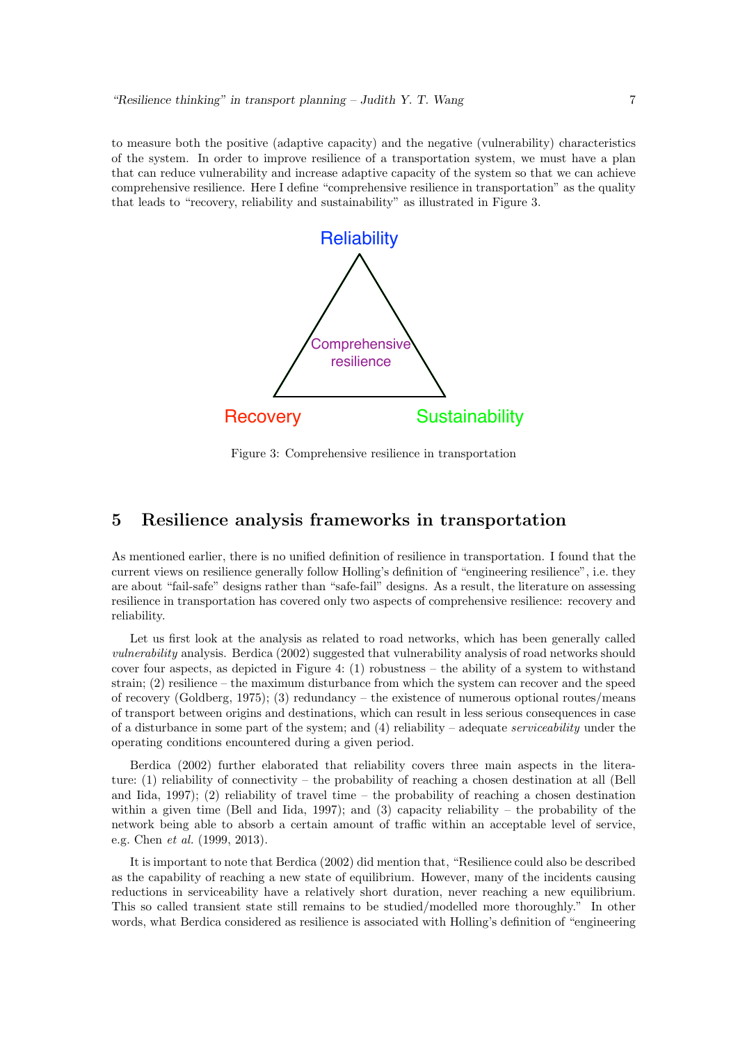to measure both the positive (adaptive capacity) and the negative (vulnerability) characteristics of the system. In order to improve resilience of a transportation system, we must have a plan that can reduce vulnerability and increase adaptive capacity of the system so that we can achieve comprehensive resilience. Here I define "comprehensive resilience in transportation" as the quality that leads to "recovery, reliability and sustainability" as illustrated in Figure 3.

Reliability

Comprehensive resilience

Recovery

Sustainability

Figure 3: Comprehensive resilience in transportation

## 5 Resilience analysis frameworks in transportation

As mentioned earlier, there is no unified definition of resilience in transportation. I found that the current views on resilience generally follow Holling's definition of "engineering resilience", i.e. they are about "fail-safe" designs rather than "safe-fail" designs. As a result, the literature on assessing resilience in transportation has covered only two aspects of comprehensive resilience: recovery and reliability.

Let us first look at the analysis as related to road networks, which has been generally called *vulnerability* analysis. Berdica (2002) suggested that vulnerability analysis of road networks should cover four aspects, as depicted in Figure 4: (1) robustness – the ability of a system to withstand strain; (2) resilience – the maximum disturbance from which the system can recover and the speed of recovery (Goldberg, 1975); (3) redundancy – the existence of numerous optional routes/means of transport between origins and destinations, which can result in less serious consequences in case of a disturbance in some part of the system; and (4) reliability – adequate *serviceability* under the operating conditions encountered during a given period.

Berdica (2002) further elaborated that reliability covers three main aspects in the literature: (1) reliability of connectivity – the probability of reaching a chosen destination at all (Bell and Iida, 1997); (2) reliability of travel time – the probability of reaching a chosen destination within a given time (Bell and Iida, 1997); and (3) capacity reliability – the probability of the network being able to absorb a certain amount of traffic within an acceptable level of service, e.g. Chen *et al.* (1999, 2013).

It is important to note that Berdica (2002) did mention that, "Resilience could also be described as the capability of reaching a new state of equilibrium. However, many of the incidents causing reductions in serviceability have a relatively short duration, never reaching a new equilibrium. This so called transient state still remains to be studied/modelled more thoroughly." In other words, what Berdica considered as resilience is associated with Holling's definition of "engineering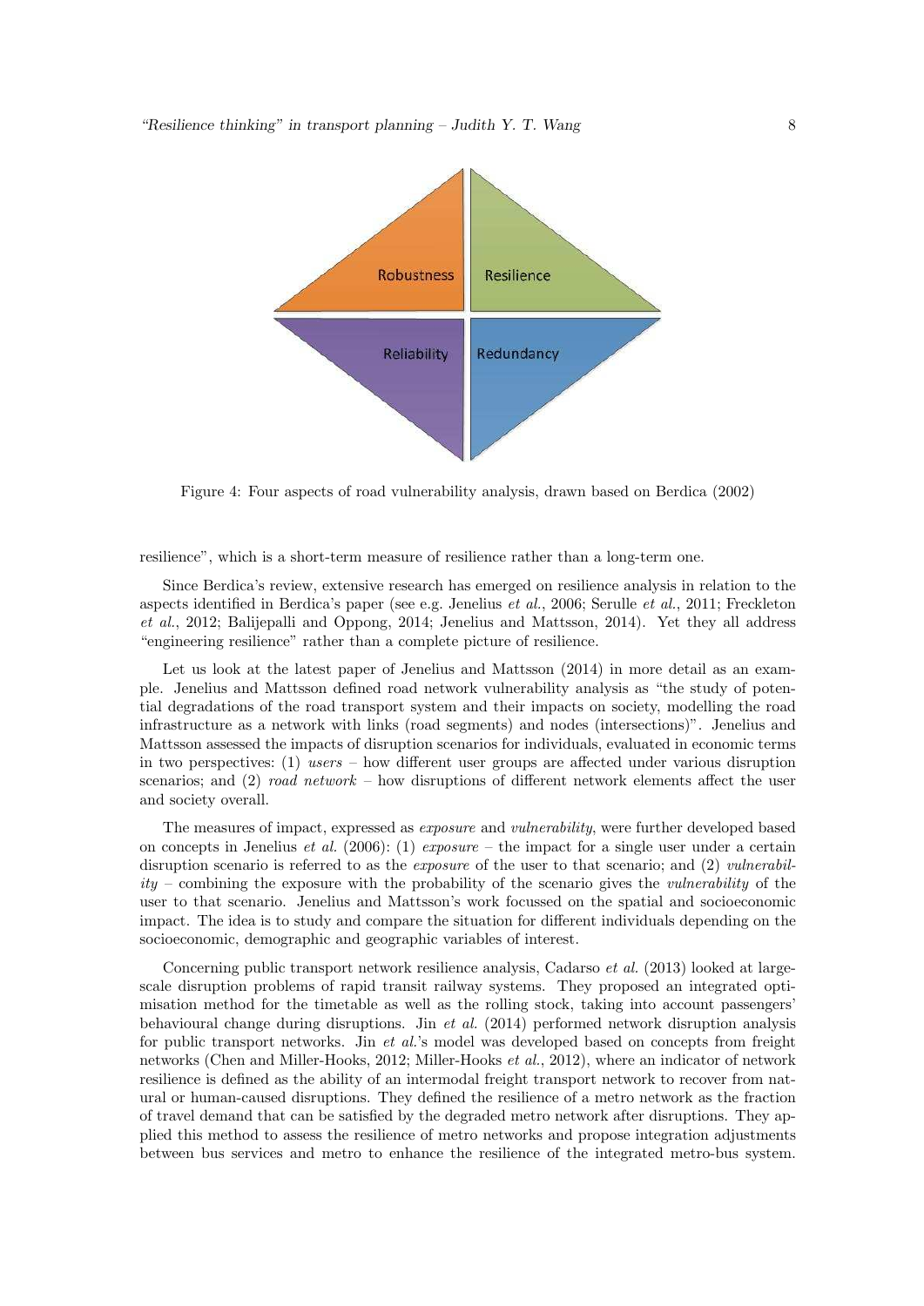Figure 4: Four aspects of road vulnerability analysis, drawn based on Berdica (2002)

resilience", which is a short-term measure of resilience rather than a long-term one.

Since Berdica's review, extensive research has emerged on resilience analysis in relation to the aspects identified in Berdica's paper (see e.g. Jenelius *et al.*, 2006; Serulle *et al.*, 2011; Freckleton *et al.*, 2012; Balijepalli and Oppong, 2014; Jenelius and Mattsson, 2014). Yet they all address "engineering resilience" rather than a complete picture of resilience.

Let us look at the latest paper of Jenelius and Mattsson (2014) in more detail as an example. Jenelius and Mattsson defined road network vulnerability analysis as "the study of potential degradations of the road transport system and their impacts on society, modelling the road infrastructure as a network with links (road segments) and nodes (intersections)". Jenelius and Mattsson assessed the impacts of disruption scenarios for individuals, evaluated in economic terms in two perspectives: (1) *users* – how different user groups are affected under various disruption scenarios; and (2) *road network* – how disruptions of different network elements affect the user and society overall.

The measures of impact, expressed as *exposure* and *vulnerability*, were further developed based on concepts in Jenelius *et al.* (2006): (1) *exposure* – the impact for a single user under a certain disruption scenario is referred to as the *exposure* of the user to that scenario; and (2) *vulnerability* – combining the exposure with the probability of the scenario gives the *vulnerability* of the user to that scenario. Jenelius and Mattsson's work focussed on the spatial and socioeconomic impact. The idea is to study and compare the situation for different individuals depending on the socioeconomic, demographic and geographic variables of interest.

Concerning public transport network resilience analysis, Cadarso *et al.* (2013) looked at large-scale disruption problems of rapid transit railway systems. They proposed an integrated optimisation method for the timetable as well as the rolling stock, taking into account passengers' behavioural change during disruptions. Jin *et al.* (2014) performed network disruption analysis for public transport networks. Jin *et al.*'s model was developed based on concepts from freight networks (Chen and Miller-Hooks, 2012; Miller-Hooks *et al.*, 2012), where an indicator of network resilience is defined as the ability of an intermodal freight transport network to recover from natural or human-caused disruptions. They defined the resilience of a metro network as the fraction of travel demand that can be satisfied by the degraded metro network after disruptions. They applied this method to assess the resilience of metro networks and propose integration adjustments between bus services and metro to enhance the resilience of the integrated metro-bus system.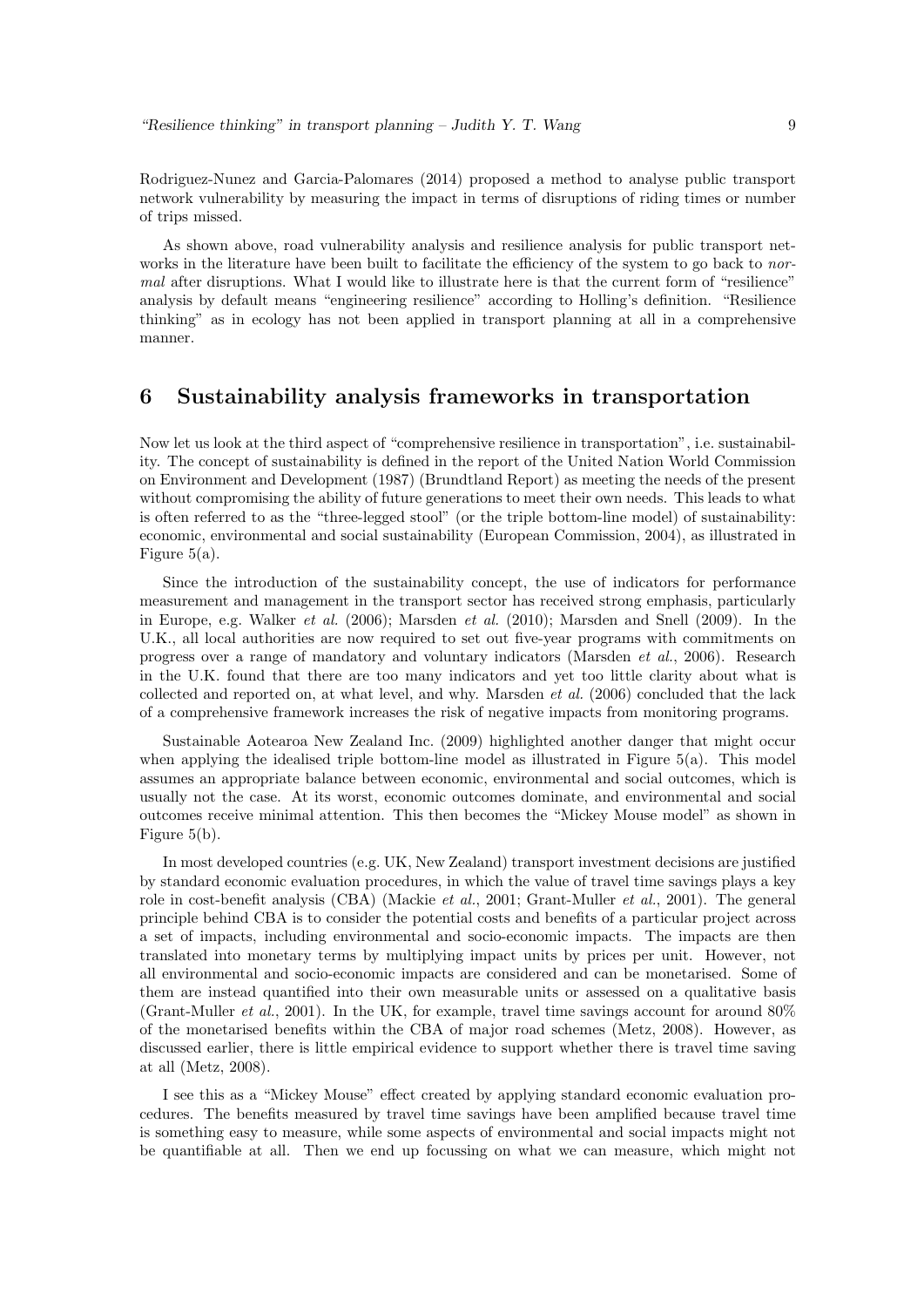Rodriguez-Nunez and Garcia-Palomares (2014) proposed a method to analyse public transport network vulnerability by measuring the impact in terms of disruptions of riding times or number of trips missed.

As shown above, road vulnerability analysis and resilience analysis for public transport networks in the literature have been built to facilitate the efficiency of the system to go back to *normal* after disruptions. What I would like to illustrate here is that the current form of "resilience" analysis by default means "engineering resilience" according to Holling's definition. "Resilience thinking" as in ecology has not been applied in transport planning at all in a comprehensive manner.

## 6 Sustainability analysis frameworks in transportation

Now let us look at the third aspect of "comprehensive resilience in transportation", i.e. sustainability. The concept of sustainability is defined in the report of the United Nation World Commission on Environment and Development (1987) (Brundtland Report) as meeting the needs of the present without compromising the ability of future generations to meet their own needs. This leads to what is often referred to as the "three-legged stool" (or the triple bottom-line model) of sustainability: economic, environmental and social sustainability (European Commission, 2004), as illustrated in Figure 5(a).

Since the introduction of the sustainability concept, the use of indicators for performance measurement and management in the transport sector has received strong emphasis, particularly in Europe, e.g. Walker *et al.* (2006); Marsden *et al.* (2010); Marsden and Snell (2009). In the U.K., all local authorities are now required to set out five-year programs with commitments on progress over a range of mandatory and voluntary indicators (Marsden *et al.*, 2006). Research in the U.K. found that there are too many indicators and yet too little clarity about what is collected and reported on, at what level, and why. Marsden *et al.* (2006) concluded that the lack of a comprehensive framework increases the risk of negative impacts from monitoring programs.

Sustainable Aotearoa New Zealand Inc. (2009) highlighted another danger that might occur when applying the idealised triple bottom-line model as illustrated in Figure 5(a). This model assumes an appropriate balance between economic, environmental and social outcomes, which is usually not the case. At its worst, economic outcomes dominate, and environmental and social outcomes receive minimal attention. This then becomes the "Mickey Mouse model" as shown in Figure 5(b).

In most developed countries (e.g. UK, New Zealand) transport investment decisions are justified by standard economic evaluation procedures, in which the value of travel time savings plays a key role in cost-benefit analysis (CBA) (Mackie *et al.*, 2001; Grant-Muller *et al.*, 2001). The general principle behind CBA is to consider the potential costs and benefits of a particular project across a set of impacts, including environmental and socio-economic impacts. The impacts are then translated into monetary terms by multiplying impact units by prices per unit. However, not all environmental and socio-economic impacts are considered and can be monetarised. Some of them are instead quantified into their own measurable units or assessed on a qualitative basis (Grant-Muller *et al.*, 2001). In the UK, for example, travel time savings account for around 80% of the monetarised benefits within the CBA of major road schemes (Metz, 2008). However, as discussed earlier, there is little empirical evidence to support whether there is travel time saving at all (Metz, 2008).

I see this as a "Mickey Mouse" effect created by applying standard economic evaluation procedures. The benefits measured by travel time savings have been amplified because travel time is something easy to measure, while some aspects of environmental and social impacts might not be quantifiable at all. Then we end up focussing on what we can measure, which might not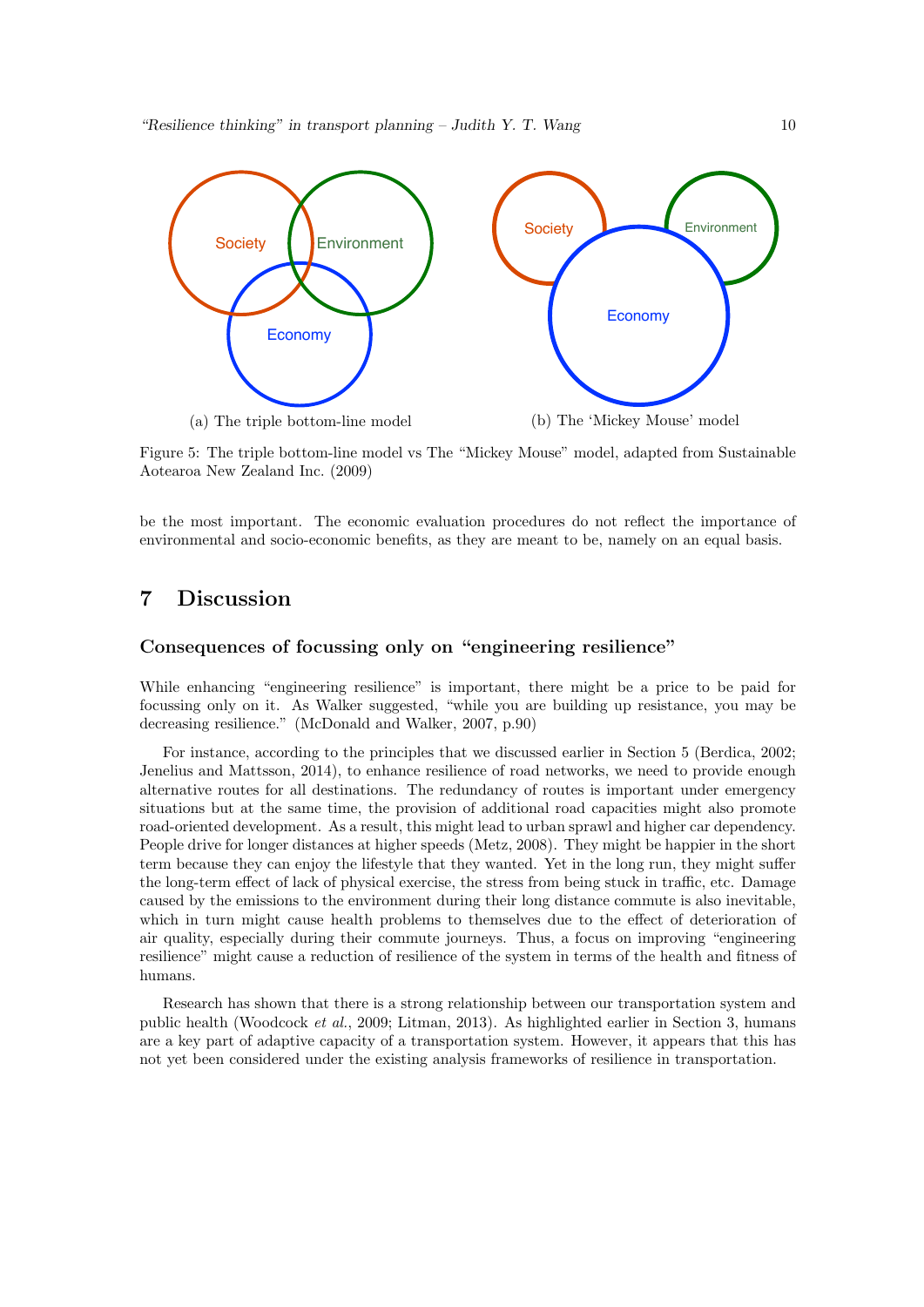(a) The triple bottom-line model

(b) The 'Mickey Mouse' model

Figure 5: The triple bottom-line model vs The "Mickey Mouse" model, adapted from Sustainable Aotearoa New Zealand Inc. (2009)

be the most important. The economic evaluation procedures do not reflect the importance of environmental and socio-economic benefits, as they are meant to be, namely on an equal basis.

# 7 Discussion

### Consequences of focussing only on "engineering resilience"

While enhancing "engineering resilience" is important, there might be a price to be paid for focussing only on it. As Walker suggested, "while you are building up resistance, you may be decreasing resilience." (McDonald and Walker, 2007, p.90)

For instance, according to the principles that we discussed earlier in Section 5 (Berdica, 2002; Jenelius and Mattsson, 2014), to enhance resilience of road networks, we need to provide enough alternative routes for all destinations. The redundancy of routes is important under emergency situations but at the same time, the provision of additional road capacities might also promote road-oriented development. As a result, this might lead to urban sprawl and higher car dependency. People drive for longer distances at higher speeds (Metz, 2008). They might be happier in the short term because they can enjoy the lifestyle that they wanted. Yet in the long run, they might suffer the long-term effect of lack of physical exercise, the stress from being stuck in traffic, etc. Damage caused by the emissions to the environment during their long distance commute is also inevitable, which in turn might cause health problems to themselves due to the effect of deterioration of air quality, especially during their commute journeys. Thus, a focus on improving "engineering resilience" might cause a reduction of resilience of the system in terms of the health and fitness of humans.

Research has shown that there is a strong relationship between our transportation system and public health (Woodcock *et al.*, 2009; Litman, 2013). As highlighted earlier in Section 3, humans are a key part of adaptive capacity of a transportation system. However, it appears that this has not yet been considered under the existing analysis frameworks of resilience in transportation.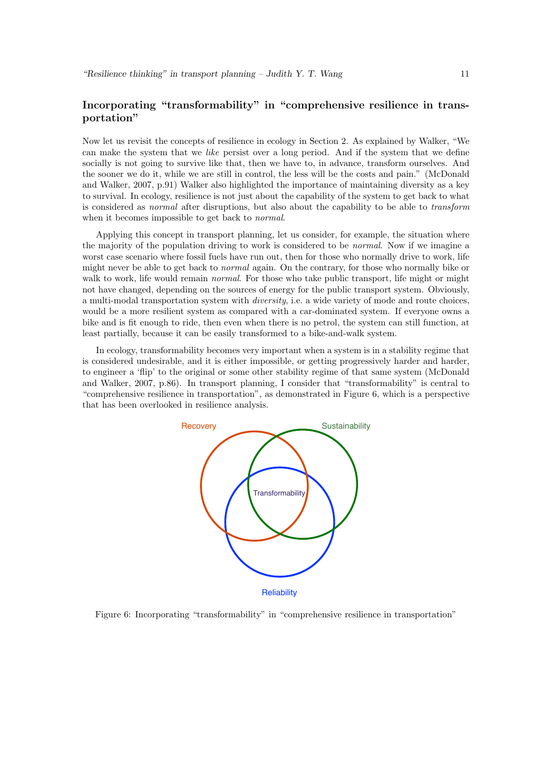## Incorporating "transformability" in "comprehensive resilience in transportation"

Now let us revisit the concepts of resilience in ecology in Section 2. As explained by Walker, "We can make the system that we *like* persist over a long period. And if the system that we define socially is not going to survive like that, then we have to, in advance, transform ourselves. And the sooner we do it, while we are still in control, the less will be the costs and pain." (McDonald and Walker, 2007, p.91) Walker also highlighted the importance of maintaining diversity as a key to survival. In ecology, resilience is not just about the capability of the system to get back to what is considered as *normal* after disruptions, but also about the capability to be able to *transform* when it becomes impossible to get back to *normal*.

Applying this concept in transport planning, let us consider, for example, the situation where the majority of the population driving to work is considered to be *normal*. Now if we imagine a worst case scenario where fossil fuels have run out, then for those who normally drive to work, life might never be able to get back to *normal* again. On the contrary, for those who normally bike or walk to work, life would remain *normal*. For those who take public transport, life might or might not have changed, depending on the sources of energy for the public transport system. Obviously, a multi-modal transportation system with *diversity*, i.e. a wide variety of mode and route choices, would be a more resilient system as compared with a car-dominated system. If everyone owns a bike and is fit enough to ride, then even when there is no petrol, the system can still function, at least partially, because it can be easily transformed to a bike-and-walk system.

In ecology, transformability becomes very important when a system is in a stability regime that is considered undesirable, and it is either impossible, or getting progressively harder and harder, to engineer a 'flip' to the original or some other stability regime of that same system (McDonald and Walker, 2007, p.86). In transport planning, I consider that "transformability" is central to "comprehensive resilience in transportation", as demonstrated in Figure 6, which is a perspective that has been overlooked in resilience analysis.

Recovery

Sustainability

Transformability

Reliability

Figure 6: Incorporating "transformability" in "comprehensive resilience in transportation"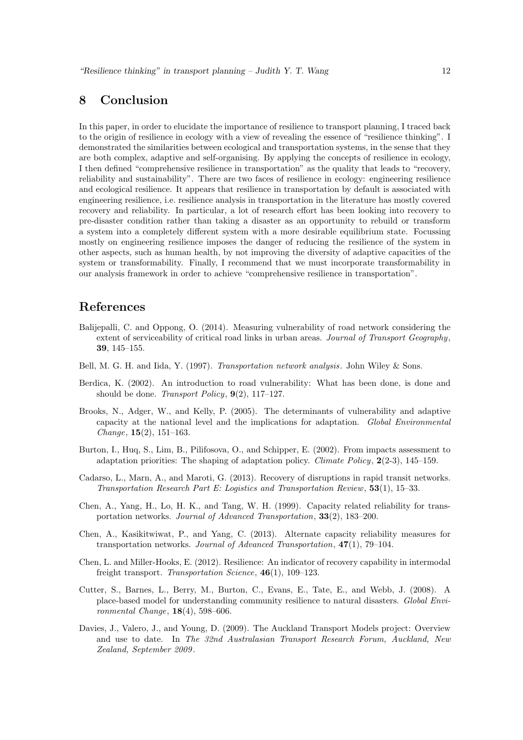## 8 Conclusion

In this paper, in order to elucidate the importance of resilience to transport planning, I traced back to the origin of resilience in ecology with a view of revealing the essence of "resilience thinking". I demonstrated the similarities between ecological and transportation systems, in the sense that they are both complex, adaptive and self-organising. By applying the concepts of resilience in ecology, I then defined "comprehensive resilience in transportation" as the quality that leads to "recovery, reliability and sustainability". There are two faces of resilience in ecology: engineering resilience and ecological resilience. It appears that resilience in transportation by default is associated with engineering resilience, i.e. resilience analysis in transportation in the literature has mostly covered recovery and reliability. In particular, a lot of research effort has been looking into recovery to pre-disaster condition rather than taking a disaster as an opportunity to rebuild or transform a system into a completely different system with a more desirable equilibrium state. Focussing mostly on engineering resilience imposes the danger of reducing the resilience of the system in other aspects, such as human health, by not improving the diversity of adaptive capacities of the system or transformability. Finally, I recommend that we must incorporate transformability in our analysis framework in order to achieve "comprehensive resilience in transportation".

## References

Balijepalli, C. and Oppong, O. (2014). Measuring vulnerability of road network considering the extent of serviceability of critical road links in urban areas. *Journal of Transport Geography*, **39**, 145–155.

Bell, M. G. H. and Iida, Y. (1997). *Transportation network analysis*. John Wiley & Sons.

Berdica, K. (2002). An introduction to road vulnerability: What has been done, is done and should be done. *Transport Policy*, **9**(2), 117–127.

Brooks, N., Adger, W., and Kelly, P. (2005). The determinants of vulnerability and adaptive capacity at the national level and the implications for adaptation. *Global Environmental Change*, **15**(2), 151–163.

Burton, I., Huq, S., Lim, B., Pilifosova, O., and Schipper, E. (2002). From impacts assessment to adaptation priorities: The shaping of adaptation policy. *Climate Policy*, **2**(2-3), 145–159.

Cadarso, L., Marn, A., and Maroti, G. (2013). Recovery of disruptions in rapid transit networks. *Transportation Research Part E: Logistics and Transportation Review*, **53**(1), 15–33.

Chen, A., Yang, H., Lo, H. K., and Tang, W. H. (1999). Capacity related reliability for transportation networks. *Journal of Advanced Transportation*, **33**(2), 183–200.

Chen, A., Kasikitwiwat, P., and Yang, C. (2013). Alternate capacity reliability measures for transportation networks. *Journal of Advanced Transportation*, **47**(1), 79–104.

Chen, L. and Miller-Hooks, E. (2012). Resilience: An indicator of recovery capability in intermodal freight transport. *Transportation Science*, **46**(1), 109–123.

Cutter, S., Barnes, L., Berry, M., Burton, C., Evans, E., Tate, E., and Webb, J. (2008). A place-based model for understanding community resilience to natural disasters. *Global Environmental Change*, **18**(4), 598–606.

Davies, J., Valero, J., and Young, D. (2009). The Auckland Transport Models project: Overview and use to date. In *The 32nd Australasian Transport Research Forum, Auckland, New Zealand, September 2009*.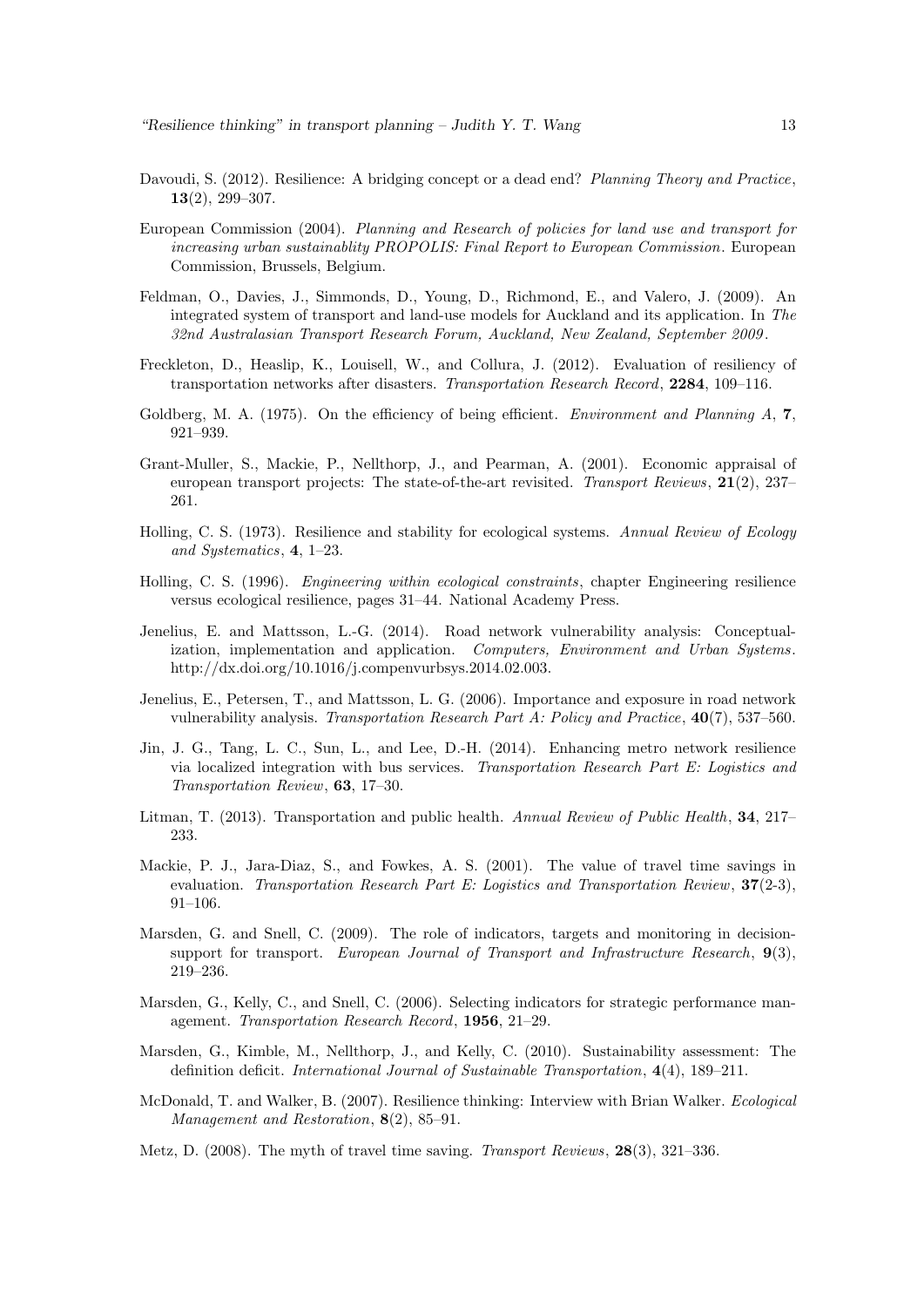Davoudi, S. (2012). Resilience: A bridging concept or a dead end? *Planning Theory and Practice*, **13**(2), 299–307.

European Commission (2004). *Planning and Research of policies for land use and transport for increasing urban sustainablity PROPOLIS: Final Report to European Commission*. European Commission, Brussels, Belgium.

Feldman, O., Davies, J., Simmonds, D., Young, D., Richmond, E., and Valero, J. (2009). An integrated system of transport and land-use models for Auckland and its application. In *The 32nd Australasian Transport Research Forum, Auckland, New Zealand, September 2009*.

Freckleton, D., Heaslip, K., Louisell, W., and Collura, J. (2012). Evaluation of resiliency of transportation networks after disasters. *Transportation Research Record*, **2284**, 109–116.

Goldberg, M. A. (1975). On the efficiency of being efficient. *Environment and Planning A*, **7**, 921–939.

Grant-Muller, S., Mackie, P., Nellthorp, J., and Pearman, A. (2001). Economic appraisal of european transport projects: The state-of-the-art revisited. *Transport Reviews*, **21**(2), 237–261.

Holling, C. S. (1973). Resilience and stability for ecological systems. *Annual Review of Ecology and Systematics*, **4**, 1–23.

Holling, C. S. (1996). *Engineering within ecological constraints*, chapter Engineering resilience versus ecological resilience, pages 31–44. National Academy Press.

Jenelius, E. and Mattsson, L.-G. (2014). Road network vulnerability analysis: Conceptualization, implementation and application. *Computers, Environment and Urban Systems*. http://dx.doi.org/10.1016/j.compenvurbsys.2014.02.003.

Jenelius, E., Petersen, T., and Mattsson, L. G. (2006). Importance and exposure in road network vulnerability analysis. *Transportation Research Part A: Policy and Practice*, **40**(7), 537–560.

Jin, J. G., Tang, L. C., Sun, L., and Lee, D.-H. (2014). Enhancing metro network resilience via localized integration with bus services. *Transportation Research Part E: Logistics and Transportation Review*, **63**, 17–30.

Litman, T. (2013). Transportation and public health. *Annual Review of Public Health*, **34**, 217–233.

Mackie, P. J., Jara-Diaz, S., and Fowkes, A. S. (2001). The value of travel time savings in evaluation. *Transportation Research Part E: Logistics and Transportation Review*, **37**(2-3), 91–106.

Marsden, G. and Snell, C. (2009). The role of indicators, targets and monitoring in decision-support for transport. *European Journal of Transport and Infrastructure Research*, **9**(3), 219–236.

Marsden, G., Kelly, C., and Snell, C. (2006). Selecting indicators for strategic performance management. *Transportation Research Record*, **1956**, 21–29.

Marsden, G., Kimble, M., Nellthorp, J., and Kelly, C. (2010). Sustainability assessment: The definition deficit. *International Journal of Sustainable Transportation*, **4**(4), 189–211.

McDonald, T. and Walker, B. (2007). Resilience thinking: Interview with Brian Walker. *Ecological Management and Restoration*, **8**(2), 85–91.

Metz, D. (2008). The myth of travel time saving. *Transport Reviews*, **28**(3), 321–336.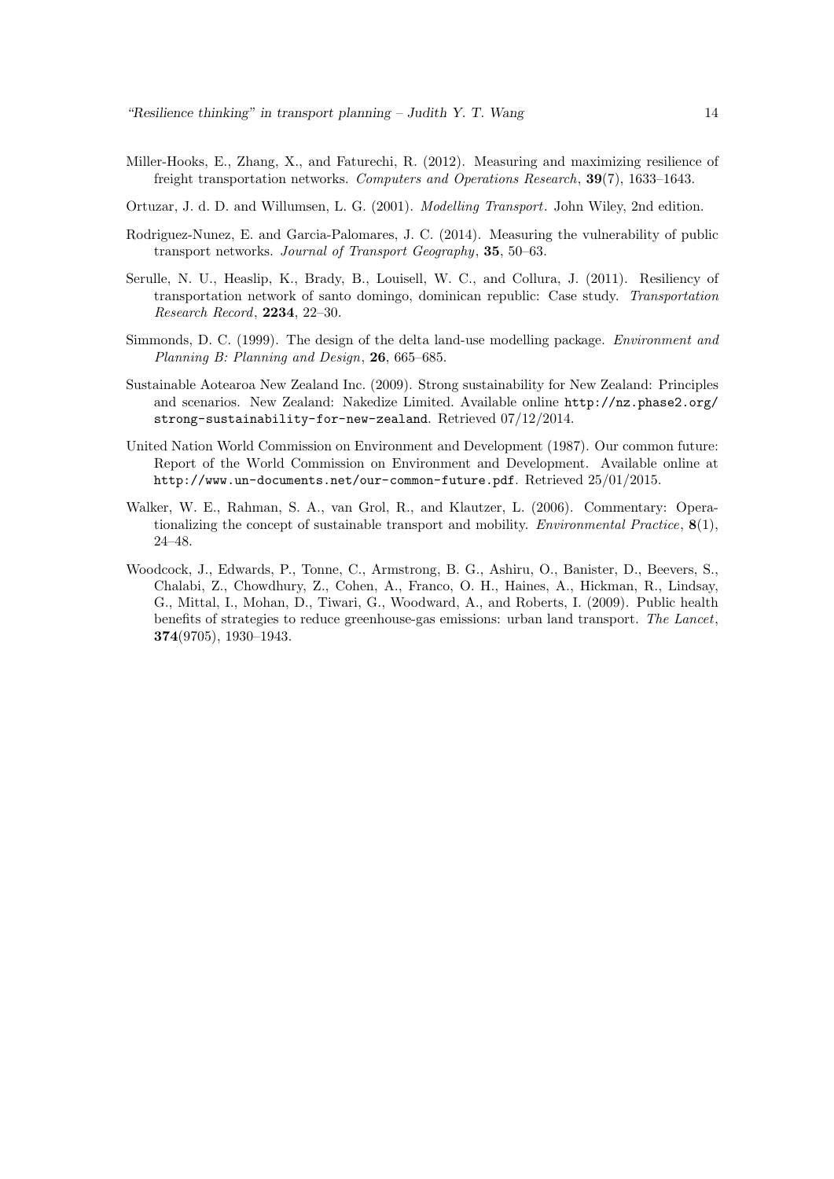Miller-Hooks, E., Zhang, X., and Faturechi, R. (2012). Measuring and maximizing resilience of freight transportation networks. *Computers and Operations Research*, **39**(7), 1633–1643.

Ortuzar, J. d. D. and Willumsen, L. G. (2001). *Modelling Transport*. John Wiley, 2nd edition.

Rodriguez-Nunez, E. and Garcia-Palomares, J. C. (2014). Measuring the vulnerability of public transport networks. *Journal of Transport Geography*, **35**, 50–63.

Serulle, N. U., Heaslip, K., Brady, B., Louisell, W. C., and Collura, J. (2011). Resiliency of transportation network of santo domingo, dominican republic: Case study. *Transportation Research Record*, **2234**, 22–30.

Simmonds, D. C. (1999). The design of the delta land-use modelling package. *Environment and Planning B: Planning and Design*, **26**, 665–685.

Sustainable Aotearoa New Zealand Inc. (2009). Strong sustainability for New Zealand: Principles and scenarios. New Zealand: Nakedize Limited. Available online `http://nz.phase2.org/strong-sustainability-for-new-zealand`. Retrieved 07/12/2014.

United Nation World Commission on Environment and Development (1987). Our common future: Report of the World Commission on Environment and Development. Available online at `http://www.un-documents.net/our-common-future.pdf`. Retrieved 25/01/2015.

Walker, W. E., Rahman, S. A., van Grol, R., and Klautzer, L. (2006). Commentary: Operationalizing the concept of sustainable transport and mobility. *Environmental Practice*, **8**(1), 24–48.

Woodcock, J., Edwards, P., Tonne, C., Armstrong, B. G., Ashiru, O., Banister, D., Beevers, S., Chalabi, Z., Chowdhury, Z., Cohen, A., Franco, O. H., Haines, A., Hickman, R., Lindsay, G., Mittal, I., Mohan, D., Tiwari, G., Woodward, A., and Roberts, I. (2009). Public health benefits of strategies to reduce greenhouse-gas emissions: urban land transport. *The Lancet*, **374**(9705), 1930–1943.